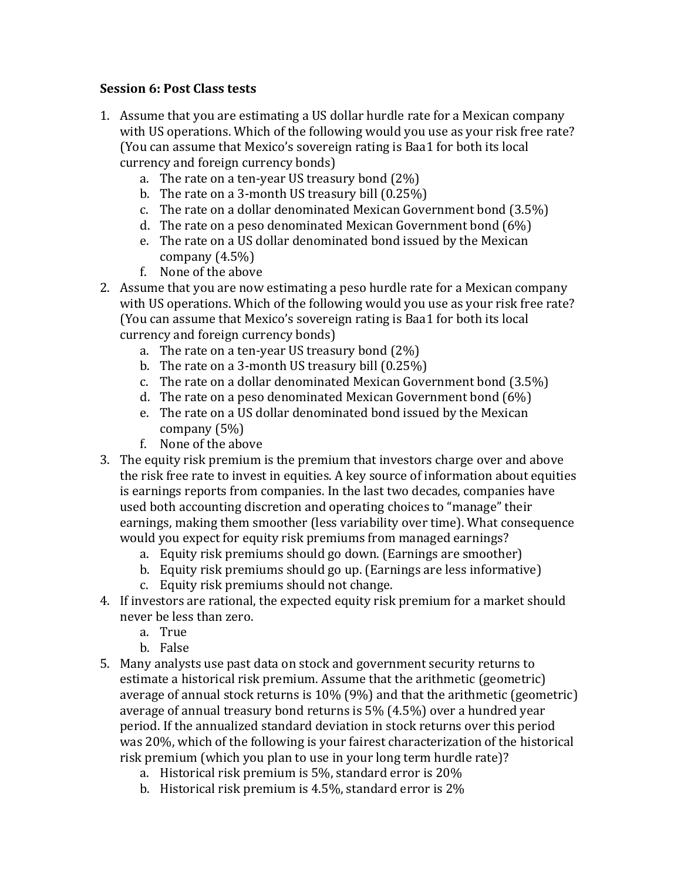**Session 6: Post Class tests**

1. Assume that you are estimating a US dollar hurdle rate for a Mexican company with US operations. Which of the following would you use as your risk free rate? (You can assume that Mexico's sovereign rating is Baa1 for both its local currency and foreign currency bonds)
    a. The rate on a ten-year US treasury bond (2%)
    b. The rate on a 3-month US treasury bill (0.25%)
    c. The rate on a dollar denominated Mexican Government bond (3.5%)
    d. The rate on a peso denominated Mexican Government bond (6%)
    e. The rate on a US dollar denominated bond issued by the Mexican company (4.5%)
    f. None of the above
2. Assume that you are now estimating a peso hurdle rate for a Mexican company with US operations. Which of the following would you use as your risk free rate? (You can assume that Mexico's sovereign rating is Baa1 for both its local currency and foreign currency bonds)
    a. The rate on a ten-year US treasury bond (2%)
    b. The rate on a 3-month US treasury bill (0.25%)
    c. The rate on a dollar denominated Mexican Government bond (3.5%)
    d. The rate on a peso denominated Mexican Government bond (6%)
    e. The rate on a US dollar denominated bond issued by the Mexican company (5%)
    f. None of the above
3. The equity risk premium is the premium that investors charge over and above the risk free rate to invest in equities. A key source of information about equities is earnings reports from companies. In the last two decades, companies have used both accounting discretion and operating choices to "manage" their earnings, making them smoother (less variability over time). What consequence would you expect for equity risk premiums from managed earnings?
    a. Equity risk premiums should go down. (Earnings are smoother)
    b. Equity risk premiums should go up. (Earnings are less informative)
    c. Equity risk premiums should not change.
4. If investors are rational, the expected equity risk premium for a market should never be less than zero.
    a. True
    b. False
5. Many analysts use past data on stock and government security returns to estimate a historical risk premium. Assume that the arithmetic (geometric) average of annual stock returns is 10% (9%) and that the arithmetic (geometric) average of annual treasury bond returns is 5% (4.5%) over a hundred year period. If the annualized standard deviation in stock returns over this period was 20%, which of the following is your fairest characterization of the historical risk premium (which you plan to use in your long term hurdle rate)?
    a. Historical risk premium is 5%, standard error is 20%
    b. Historical risk premium is 4.5%, standard error is 2%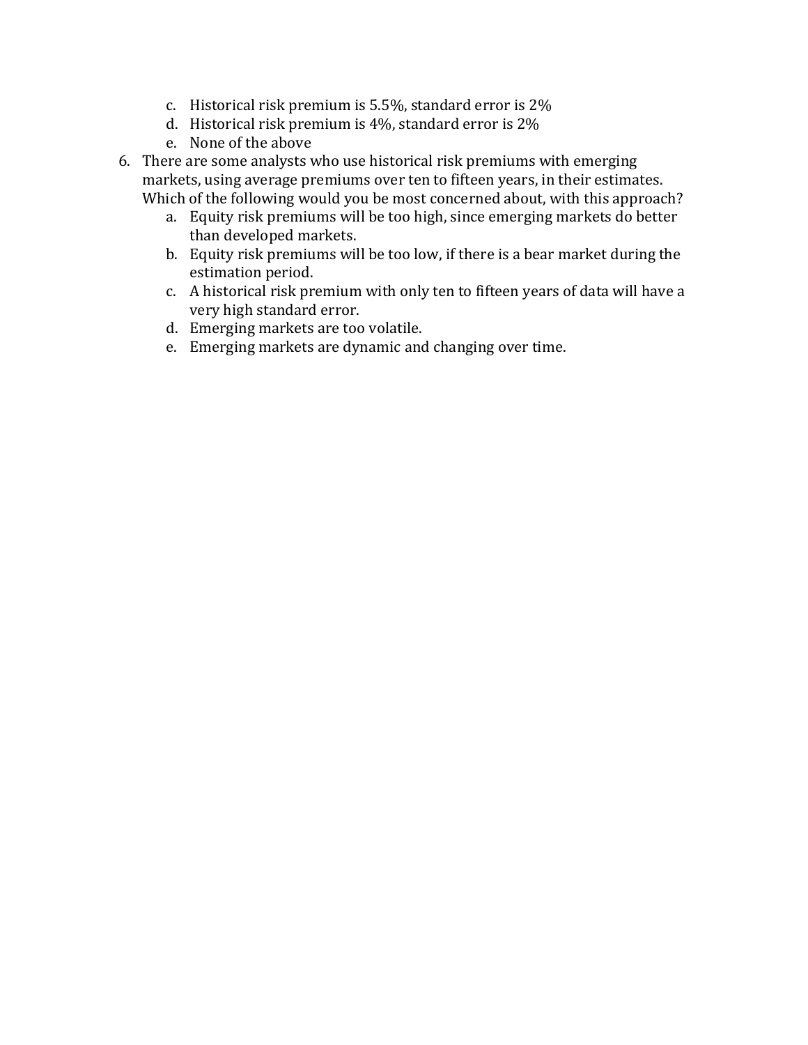c. Historical risk premium is 5.5%, standard error is 2%
d. Historical risk premium is 4%, standard error is 2%
e. None of the above

6. There are some analysts who use historical risk premiums with emerging markets, using average premiums over ten to fifteen years, in their estimates. Which of the following would you be most concerned about, with this approach?
   a. Equity risk premiums will be too high, since emerging markets do better than developed markets.
   b. Equity risk premiums will be too low, if there is a bear market during the estimation period.
   c. A historical risk premium with only ten to fifteen years of data will have a very high standard error.
   d. Emerging markets are too volatile.
   e. Emerging markets are dynamic and changing over time.